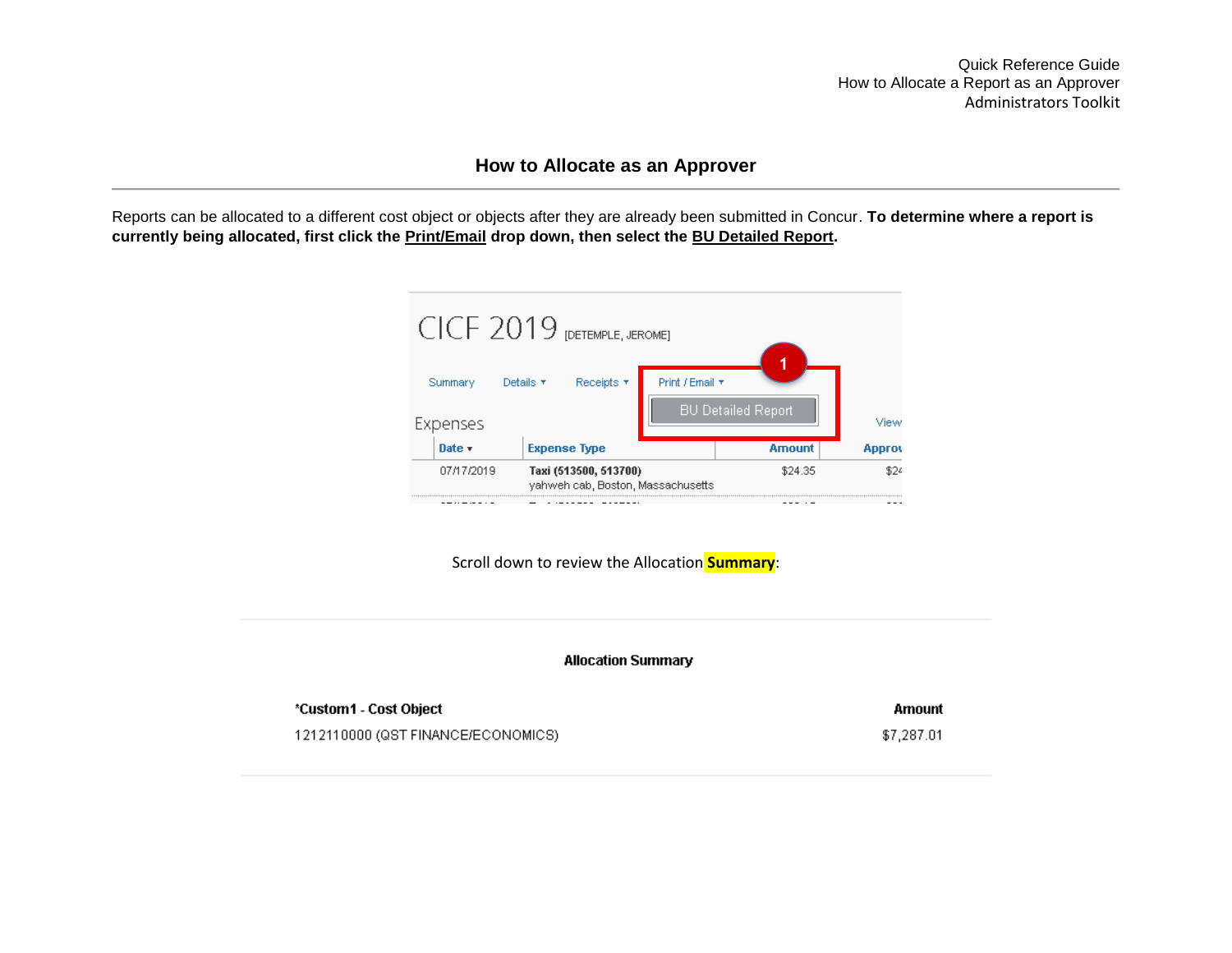# How to Allocate as an Approver

Reports can be allocated to a different cost object or objects after they are already been submitted in Concur. **To determine where a report is currently being allocated, first click the <u>Print/Email</u> drop down, then select the <u>BU Detailed Report</u>.**

CICF 2019 [DETEMPLE, JEROME]

Summary | Details ▾ | Receipts ▾ | Print / Email ▾

BU Detailed Report

Expenses

| Date ▾ | Expense Type | Amount | Approv |
|---|---|---|---|
| 07/17/2019 | **Taxi (513500, 513700)** yahweh cab, Boston, Massachusetts | $24.35 | $24 |

Scroll down to review the Allocation **Summary**:

**Allocation Summary**

| *Custom1 - Cost Object | Amount |
|---|---|
| 1212110000 (QST FINANCE/ECONOMICS) | $7,287.01 |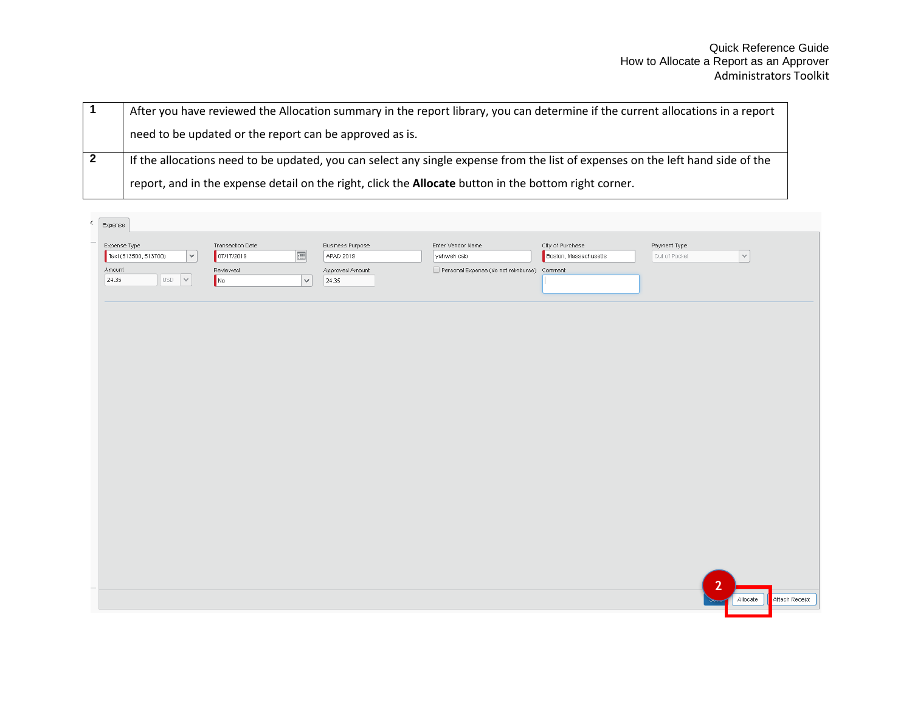| | |
|---|---|
| 1 | After you have reviewed the Allocation summary in the report library, you can determine if the current allocations in a report need to be updated or the report can be approved as is. |
| 2 | If the allocations need to be updated, you can select any single expense from the list of expenses on the left hand side of the report, and in the expense detail on the right, click the **Allocate** button in the bottom right corner. |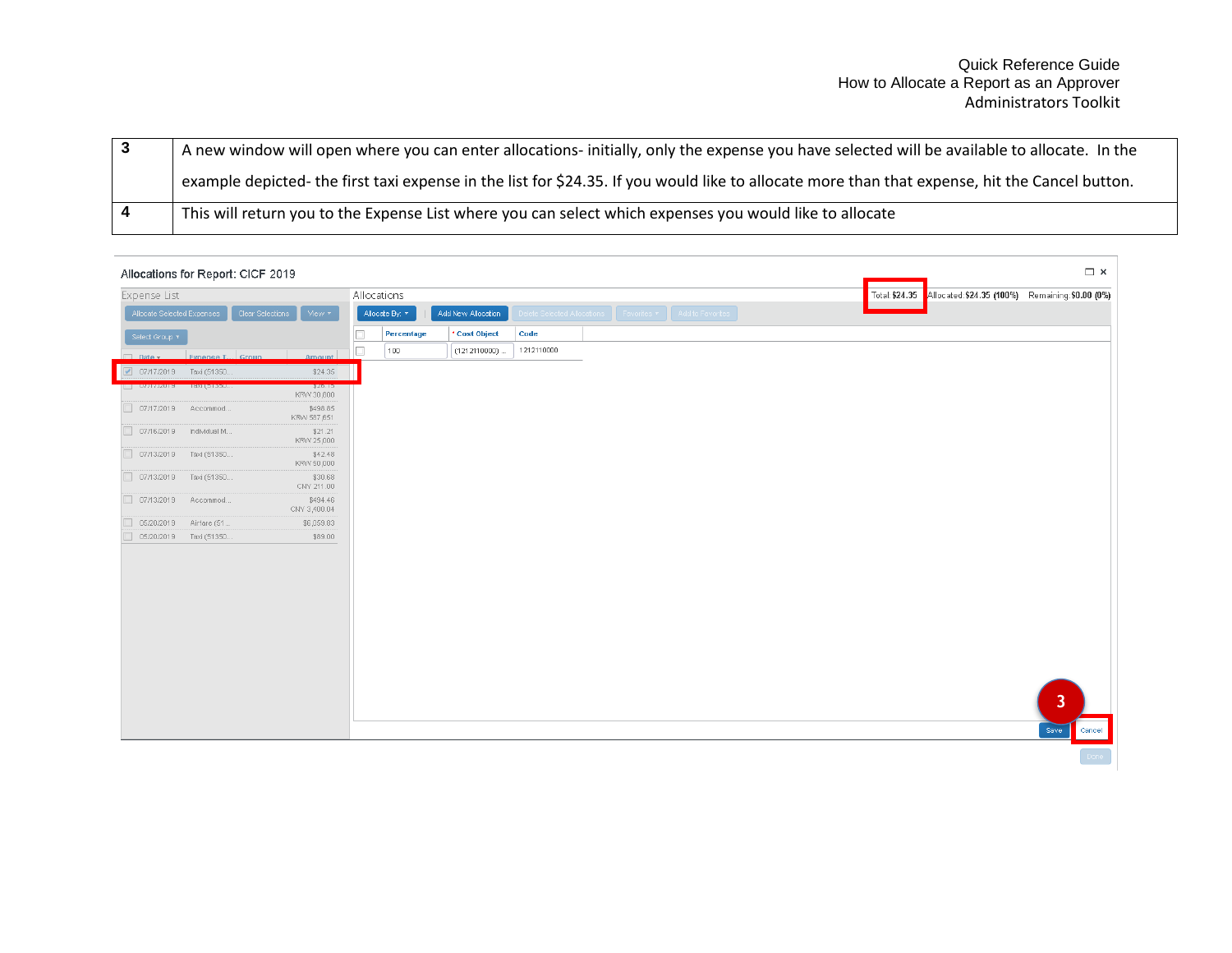| | |
|---|---|
| 3 | A new window will open where you can enter allocations- initially, only the expense you have selected will be available to allocate. In the example depicted- the first taxi expense in the list for $24.35. If you would like to allocate more than that expense, hit the Cancel button. |
| 4 | This will return you to the Expense List where you can select which expenses you would like to allocate |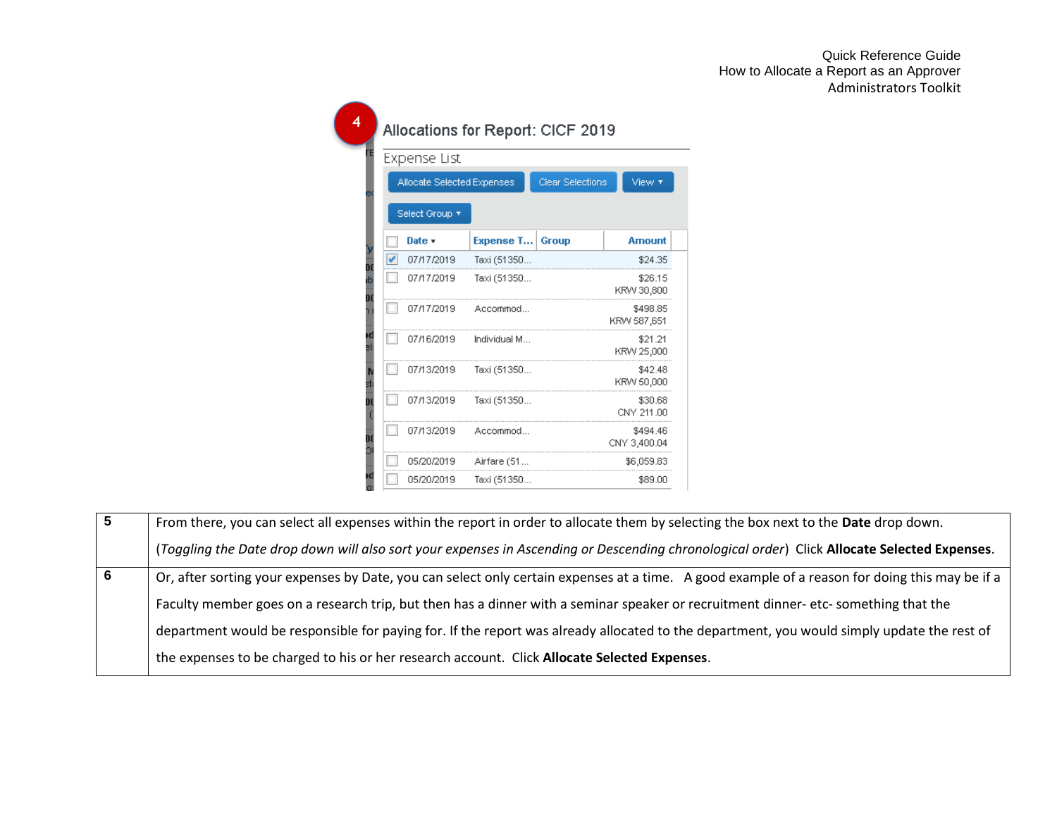4

Allocations for Report: CICF 2019

Expense List

Allocate Selected Expenses | Clear Selections | View ▾

Select Group ▾

| | Date ▾ | Expense T... | Group | Amount |
|---|---|---|---|---|
| ☑ | 07/17/2019 | Taxi (51350... | | $24.35 |
| ☐ | 07/17/2019 | Taxi (51350... | | $26.15 KRW 30,800 |
| ☐ | 07/17/2019 | Accommod... | | $498.85 KRW 587,651 |
| ☐ | 07/16/2019 | Individual M... | | $21.21 KRW 25,000 |
| ☐ | 07/13/2019 | Taxi (51350... | | $42.48 KRW 50,000 |
| ☐ | 07/13/2019 | Taxi (51350... | | $30.68 CNY 211.00 |
| ☐ | 07/13/2019 | Accommod... | | $494.46 CNY 3,400.04 |
| ☐ | 05/20/2019 | Airfare (51... | | $6,059.83 |
| ☐ | 05/20/2019 | Taxi (51350... | | $89.00 |

| | |
|---|---|
| **5** | From there, you can select all expenses within the report in order to allocate them by selecting the box next to the **Date** drop down. (*Toggling the Date drop down will also sort your expenses in Ascending or Descending chronological order*) Click **Allocate Selected Expenses**. |
| **6** | Or, after sorting your expenses by Date, you can select only certain expenses at a time. A good example of a reason for doing this may be if a Faculty member goes on a research trip, but then has a dinner with a seminar speaker or recruitment dinner- etc- something that the department would be responsible for paying for. If the report was already allocated to the department, you would simply update the rest of the expenses to be charged to his or her research account. Click **Allocate Selected Expenses**. |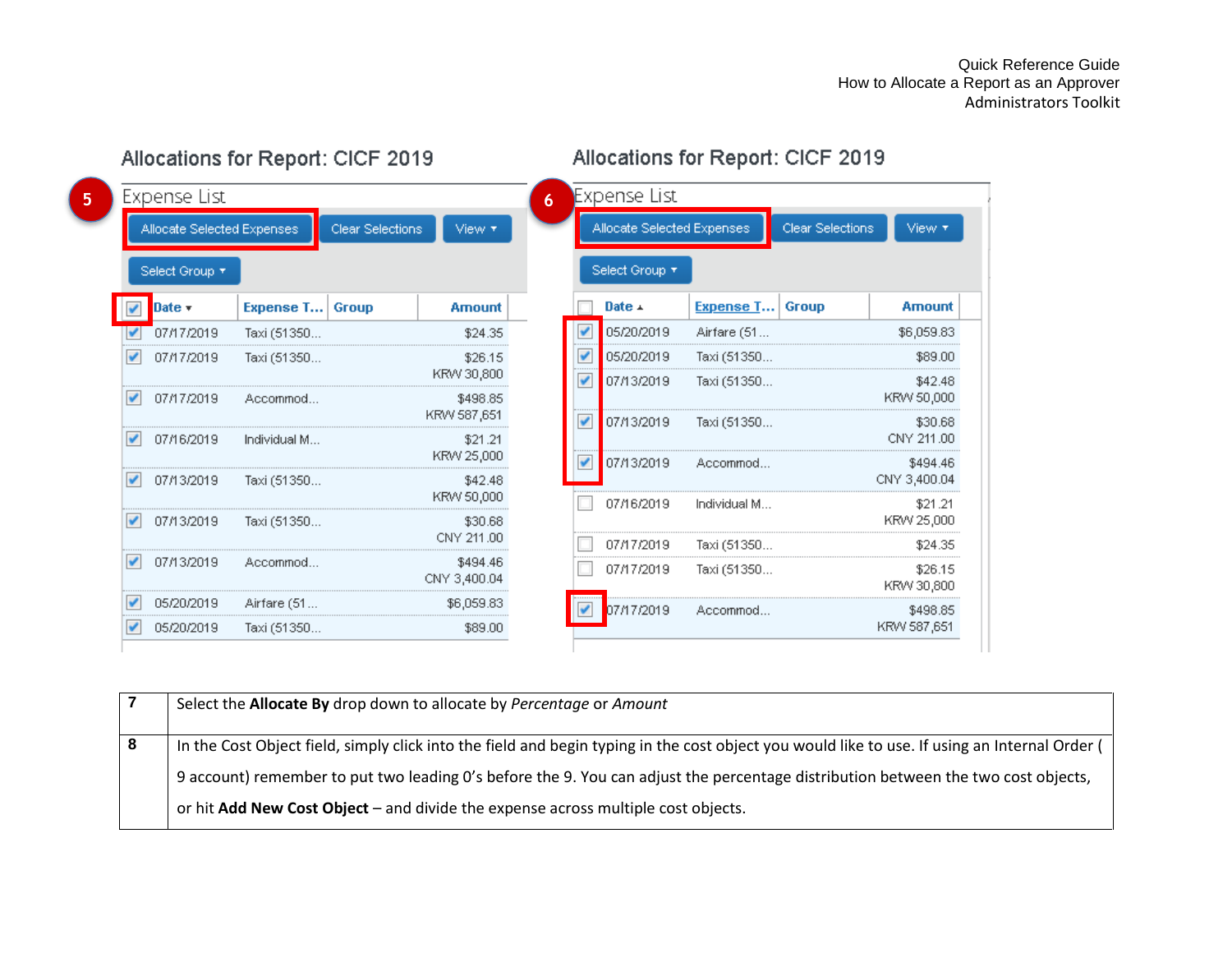Allocations for Report: CICF 2019

5

Expense List

Allocate Selected Expenses | Clear Selections | View

Select Group

| | Date | Expense T... | Group | Amount |
|---|---|---|---|---|
| ☑ | 07/17/2019 | Taxi (51350... | | $24.35 |
| ☑ | 07/17/2019 | Taxi (51350... | | $26.15 KRW 30,800 |
| ☑ | 07/17/2019 | Accommod... | | $498.85 KRW 587,651 |
| ☑ | 07/16/2019 | Individual M... | | $21.21 KRW 25,000 |
| ☑ | 07/13/2019 | Taxi (51350... | | $42.48 KRW 50,000 |
| ☑ | 07/13/2019 | Taxi (51350... | | $30.68 CNY 211.00 |
| ☑ | 07/13/2019 | Accommod... | | $494.46 CNY 3,400.04 |
| ☑ | 05/20/2019 | Airfare (51... | | $6,059.83 |
| ☑ | 05/20/2019 | Taxi (51350... | | $89.00 |

Allocations for Report: CICF 2019

6

Expense List

Allocate Selected Expenses | Clear Selections | View

Select Group

| | Date | Expense T... | Group | Amount |
|---|---|---|---|---|
| ☑ | 05/20/2019 | Airfare (51... | | $6,059.83 |
| ☑ | 05/20/2019 | Taxi (51350... | | $89.00 |
| ☑ | 07/13/2019 | Taxi (51350... | | $42.48 KRW 50,000 |
| ☑ | 07/13/2019 | Taxi (51350... | | $30.68 CNY 211.00 |
| ☑ | 07/13/2019 | Accommod... | | $494.46 CNY 3,400.04 |
| ☐ | 07/16/2019 | Individual M... | | $21.21 KRW 25,000 |
| ☐ | 07/17/2019 | Taxi (51350... | | $24.35 |
| ☐ | 07/17/2019 | Taxi (51350... | | $26.15 KRW 30,800 |
| ☑ | 07/17/2019 | Accommod... | | $498.85 KRW 587,651 |

| | |
|---|---|
| **7** | Select the **Allocate By** drop down to allocate by *Percentage* or *Amount* |
| **8** | In the Cost Object field, simply click into the field and begin typing in the cost object you would like to use. If using an Internal Order ( 9 account) remember to put two leading 0's before the 9. You can adjust the percentage distribution between the two cost objects, or hit **Add New Cost Object** – and divide the expense across multiple cost objects. |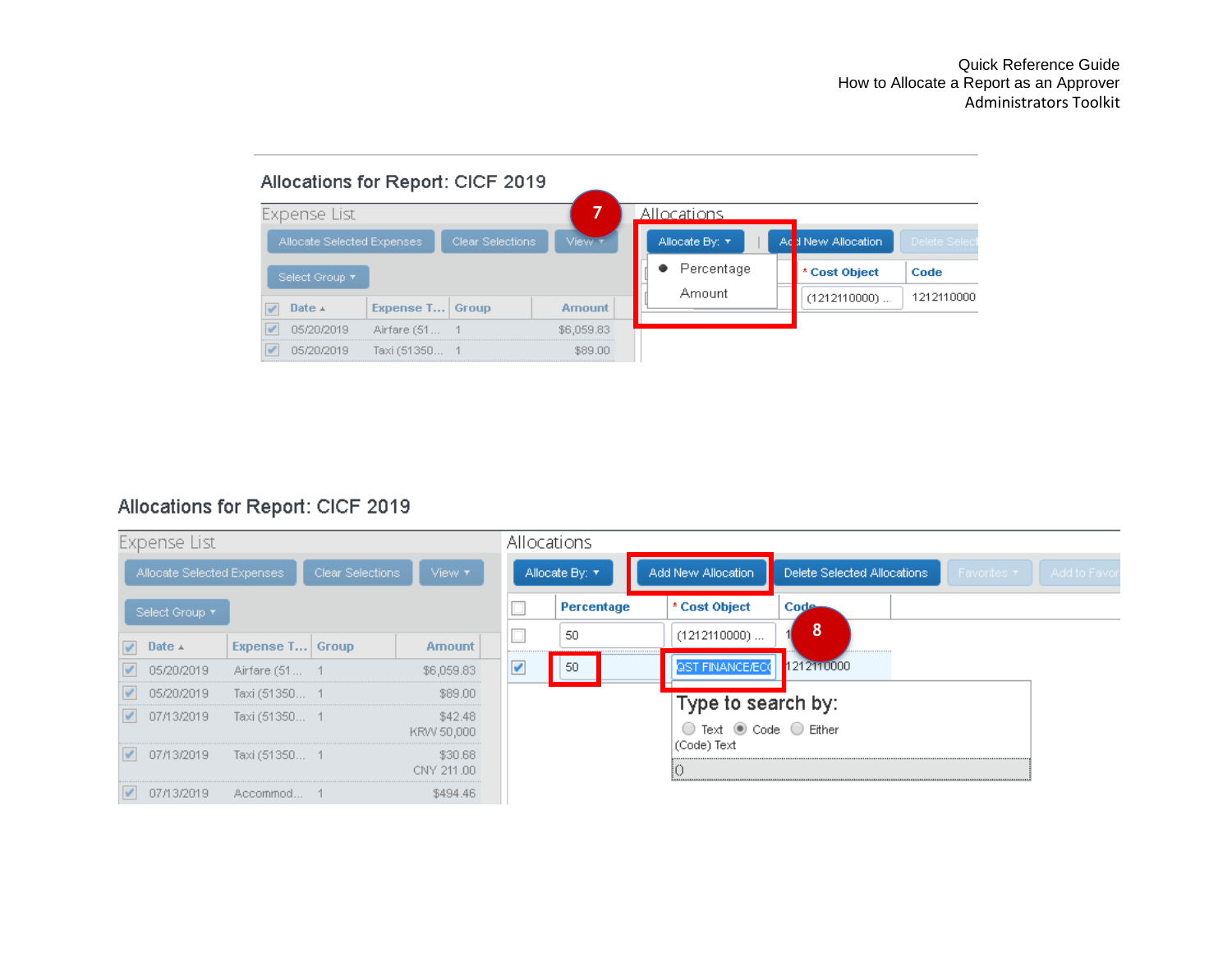**Allocations for Report: CICF 2019**

Expense List

Allocate Selected Expenses | Clear Selections | View

Select Group

| Date | Expense T... | Group | Amount |
|---|---|---|---|
| 05/20/2019 | Airfare (51... | 1 | $6,059.83 |
| 05/20/2019 | Taxi (51350... | 1 | $89.00 |

Allocations

7

Allocate By: | Add New Allocation | Delete Select

- Percentage
- Amount

| Cost Object | Code |
|---|---|
| (1212110000) ... | 1212110000 |

**Allocations for Report: CICF 2019**

Expense List

Allocate Selected Expenses | Clear Selections | View

Select Group

| Date | Expense T... | Group | Amount |
|---|---|---|---|
| 05/20/2019 | Airfare (51... | 1 | $6,059.83 |
| 05/20/2019 | Taxi (51350... | 1 | $89.00 |
| 07/13/2019 | Taxi (51350... | 1 | $42.48 KRW 50,000 |
| 07/13/2019 | Taxi (51350... | 1 | $30.68 CNY 211.00 |
| 07/13/2019 | Accommod... | 1 | $494.46 |

Allocations

Allocate By: | Add New Allocation | Delete Selected Allocations | Favorites | Add to Favor

| Percentage | Cost Object | Code |
|---|---|---|
| 50 | (1212110000) ... | 1 |
| 50 | OST FINANCE/ECO | 1212110000 |

8

Type to search by:

Text | Code | Either

(Code) Text

()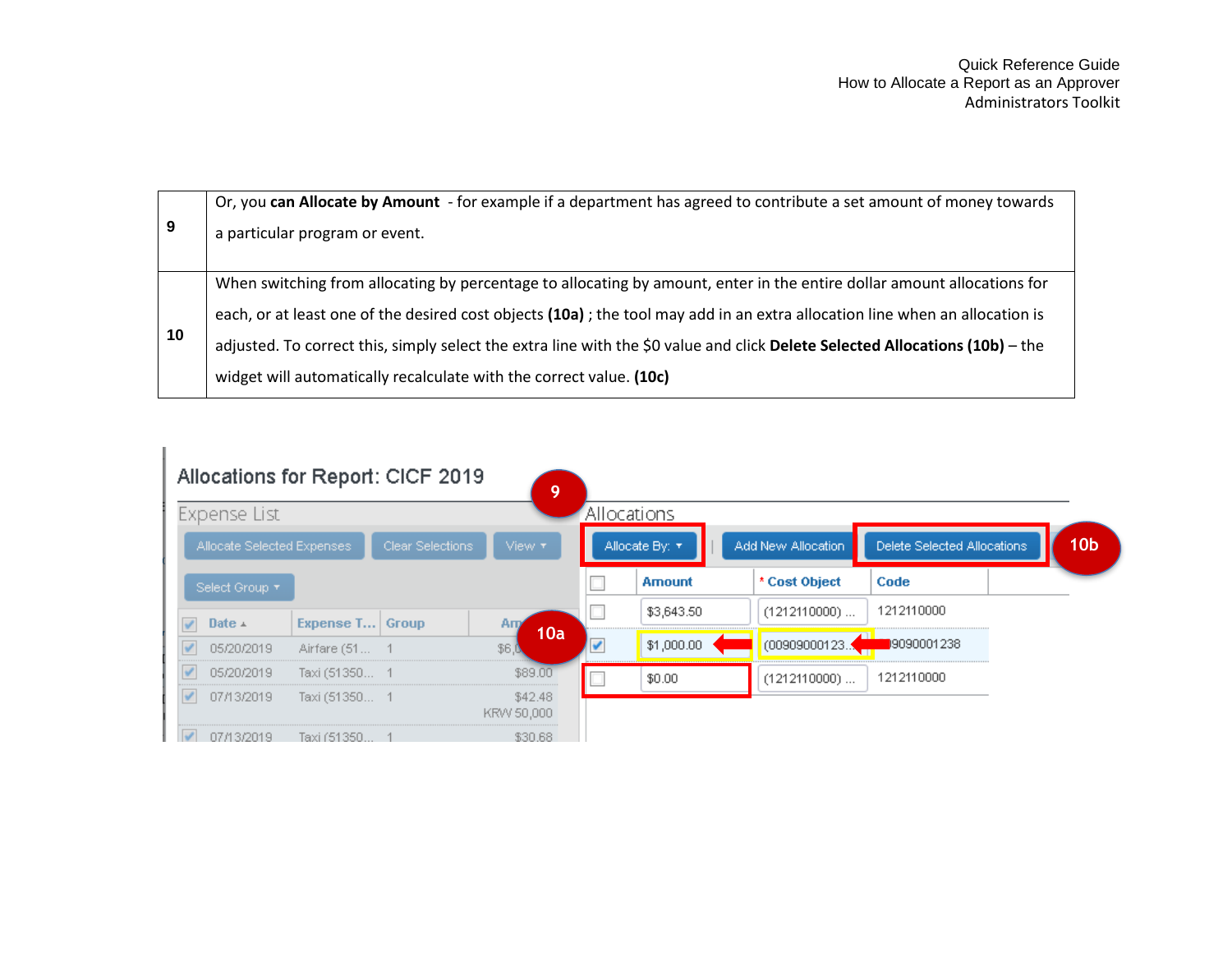| | |
|---|---|
| 9 | Or, you **can Allocate by Amount** - for example if a department has agreed to contribute a set amount of money towards a particular program or event. |
| 10 | When switching from allocating by percentage to allocating by amount, enter in the entire dollar amount allocations for each, or at least one of the desired cost objects **(10a)** ; the tool may add in an extra allocation line when an allocation is adjusted. To correct this, simply select the extra line with the $0 value and click **Delete Selected Allocations (10b)** – the widget will automatically recalculate with the correct value. **(10c)** |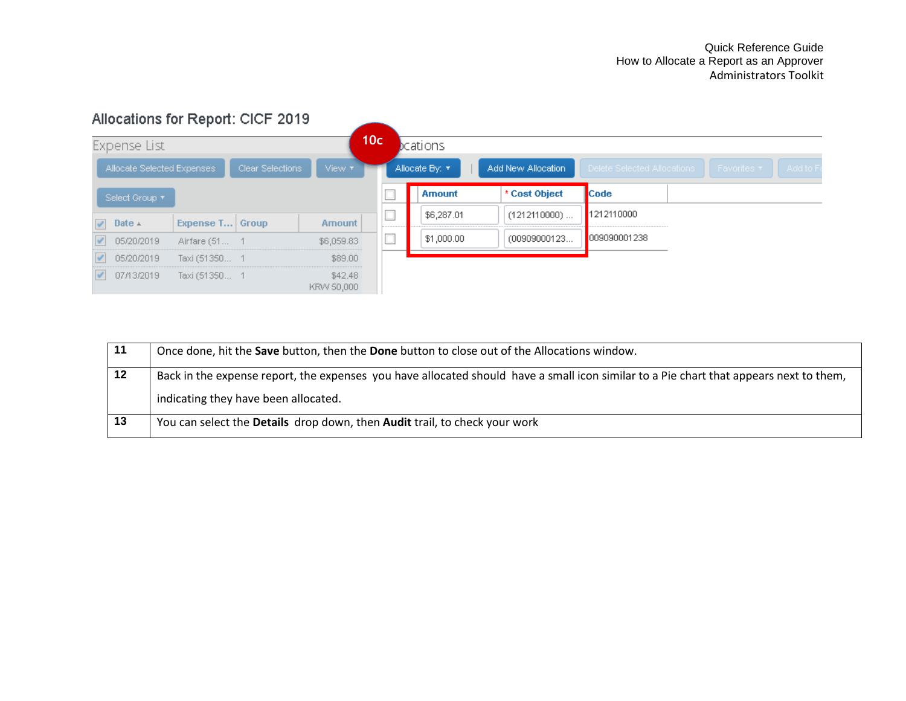Allocations for Report: CICF 2019

| Expense List | | | |
|---|---|---|---|
| Date | Expense T... | Group | Amount |
| 05/20/2019 | Airfare (51... | 1 | $6,059.83 |
| 05/20/2019 | Taxi (51350... | 1 | $89.00 |
| 07/13/2019 | Taxi (51350... | 1 | $42.48 KRW 50,000 |

10c

| Amount | * Cost Object | Code |
|---|---|---|
| $6,287.01 | (1212110000) ... | 1212110000 |
| $1,000.00 | (00909000123... | 009090001238 |

| | |
|---|---|
| **11** | Once done, hit the **Save** button, then the **Done** button to close out of the Allocations window. |
| **12** | Back in the expense report, the expenses you have allocated should have a small icon similar to a Pie chart that appears next to them, indicating they have been allocated. |
| **13** | You can select the **Details** drop down, then **Audit** trail, to check your work |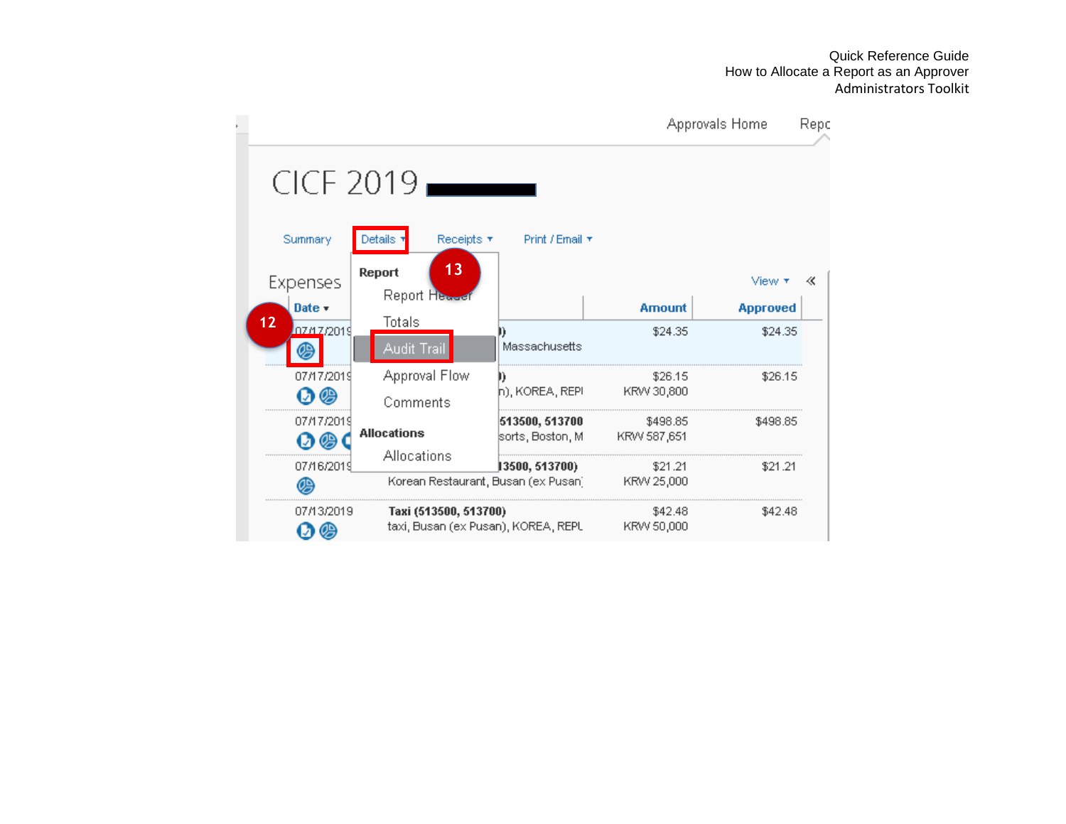Approvals Home Repo

CICF 2019

Summary | Details ▾ | Receipts ▾ | Print / Email ▾

**Report**
- Report Header
- Totals
- Audit Trail
- Approval Flow
- Comments

**Allocations**
- Allocations

13

12

Expenses

View ▾ «

| Date ▾ | | Amount | Approved |
| --- | --- | --- | --- |
| 07/17/2019 | ) Massachusetts | $24.35 | $24.35 |
| 07/17/2019 | ) n), KOREA, REPI | $26.15 KRW 30,800 | $26.15 |
| 07/17/2019 | 513500, 513700 sorts, Boston, M | $498.85 KRW 587,651 | $498.85 |
| 07/16/2019 | 13500, 513700) Korean Restaurant, Busan (ex Pusan) | $21.21 KRW 25,000 | $21.21 |
| 07/13/2019 | **Taxi (513500, 513700)** taxi, Busan (ex Pusan), KOREA, REPL | $42.48 KRW 50,000 | $42.48 |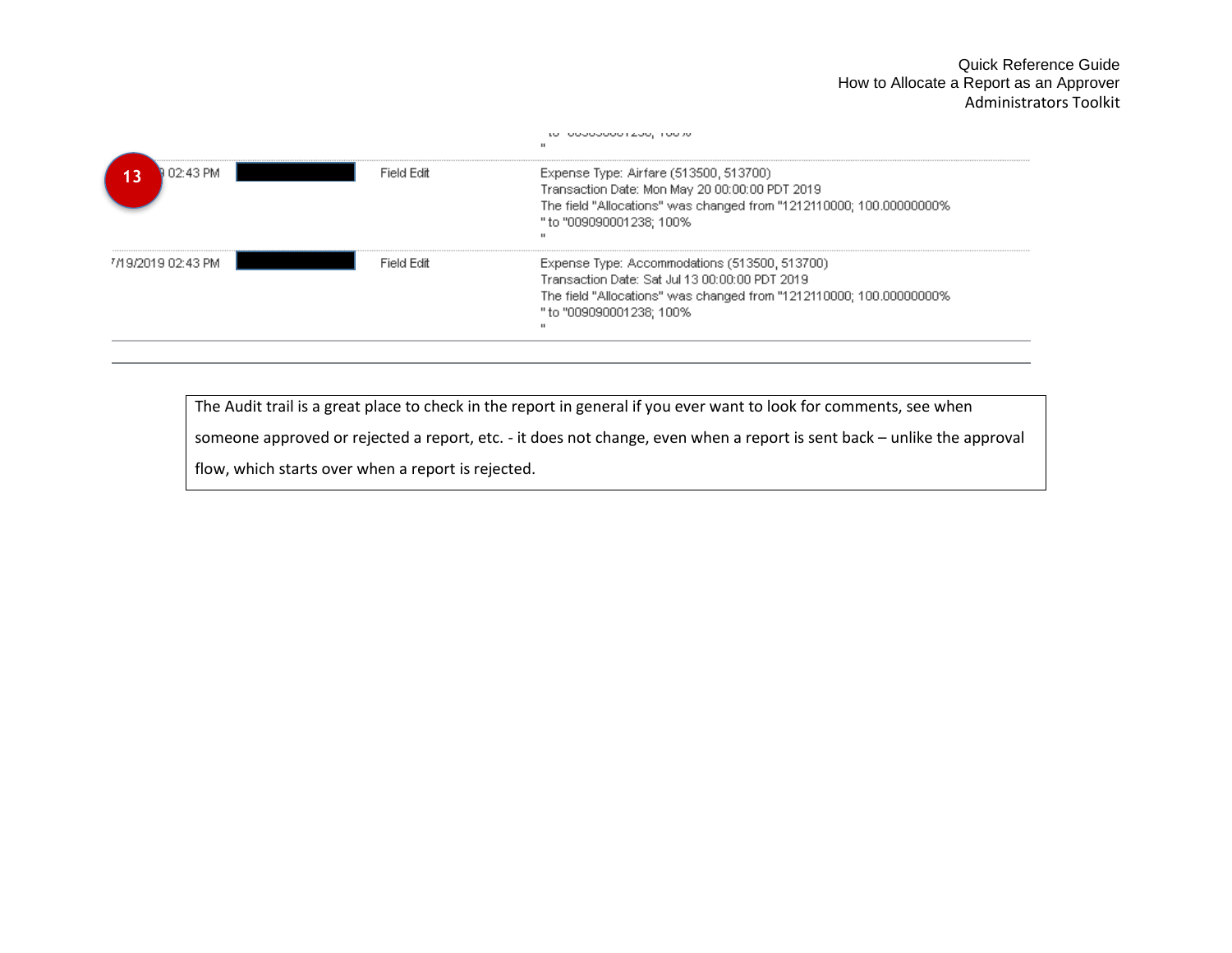| | | | |
|---|---|---|---|
| 13 9 02:43 PM | | Field Edit | Expense Type: Airfare (513500, 513700)<br>Transaction Date: Mon May 20 00:00:00 PDT 2019<br>The field "Allocations" was changed from "1212110000; 100.00000000%<br>" to "009090001238; 100%<br>" |
| 7/19/2019 02:43 PM | | Field Edit | Expense Type: Accommodations (513500, 513700)<br>Transaction Date: Sat Jul 13 00:00:00 PDT 2019<br>The field "Allocations" was changed from "1212110000; 100.00000000%<br>" to "009090001238; 100%<br>" |

The Audit trail is a great place to check in the report in general if you ever want to look for comments, see when someone approved or rejected a report, etc. - it does not change, even when a report is sent back – unlike the approval flow, which starts over when a report is rejected.